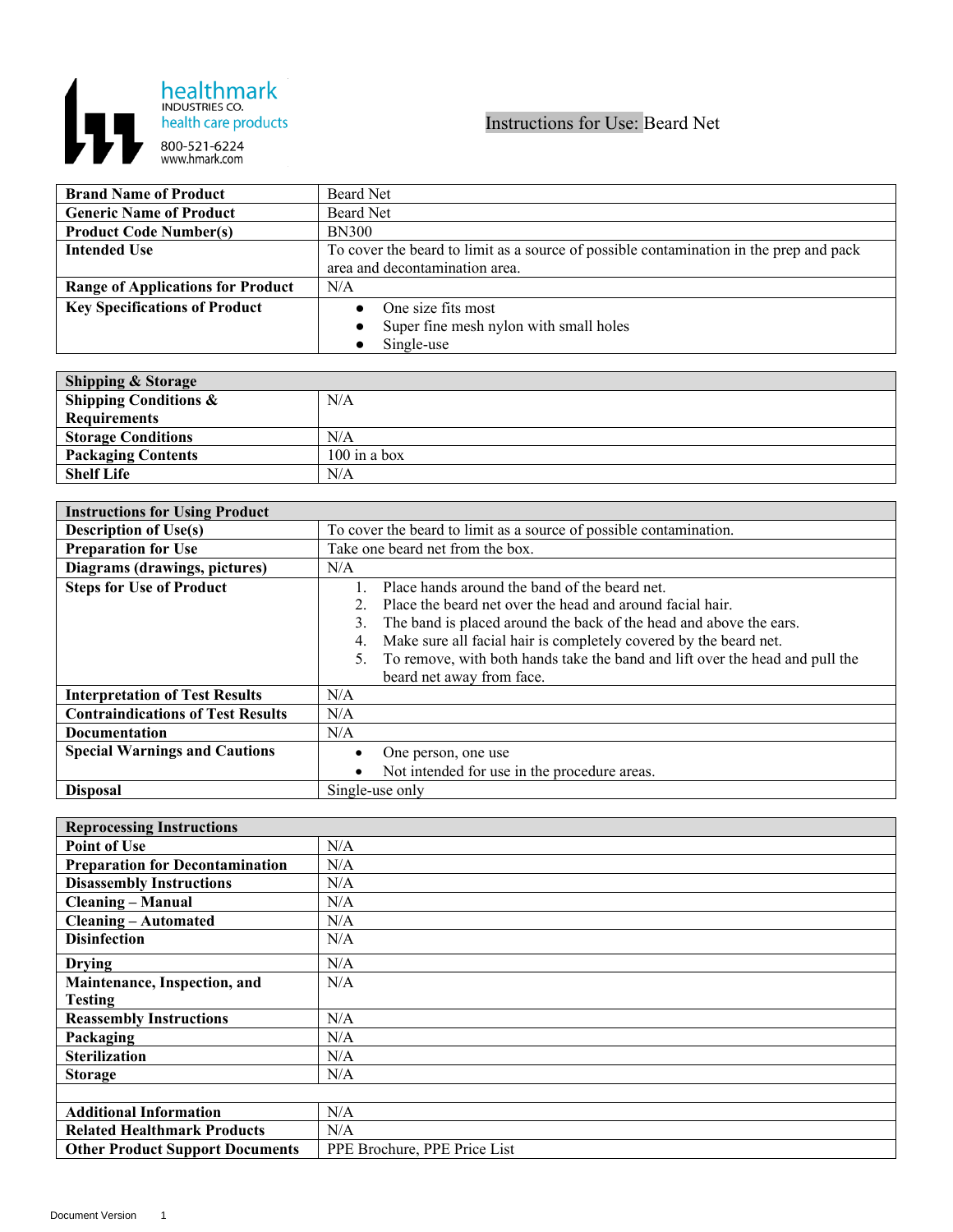healthmark
INDUSTRIES CO.
health care products
800-521-6224
www.hmark.com

# Instructions for Use: Beard Net

| | |
|---|---|
| **Brand Name of Product** | Beard Net |
| **Generic Name of Product** | Beard Net |
| **Product Code Number(s)** | BN300 |
| **Intended Use** | To cover the beard to limit as a source of possible contamination in the prep and pack area and decontamination area. |
| **Range of Applications for Product** | N/A |
| **Key Specifications of Product** | • One size fits most<br>• Super fine mesh nylon with small holes<br>• Single-use |

| **Shipping & Storage** | |
|---|---|
| **Shipping Conditions & Requirements** | N/A |
| **Storage Conditions** | N/A |
| **Packaging Contents** | 100 in a box |
| **Shelf Life** | N/A |

| **Instructions for Using Product** | |
|---|---|
| **Description of Use(s)** | To cover the beard to limit as a source of possible contamination. |
| **Preparation for Use** | Take one beard net from the box. |
| **Diagrams (drawings, pictures)** | N/A |
| **Steps for Use of Product** | 1. Place hands around the band of the beard net.<br>2. Place the beard net over the head and around facial hair.<br>3. The band is placed around the back of the head and above the ears.<br>4. Make sure all facial hair is completely covered by the beard net.<br>5. To remove, with both hands take the band and lift over the head and pull the beard net away from face. |
| **Interpretation of Test Results** | N/A |
| **Contraindications of Test Results** | N/A |
| **Documentation** | N/A |
| **Special Warnings and Cautions** | • One person, one use<br>• Not intended for use in the procedure areas. |
| **Disposal** | Single-use only |

| **Reprocessing Instructions** | |
|---|---|
| **Point of Use** | N/A |
| **Preparation for Decontamination** | N/A |
| **Disassembly Instructions** | N/A |
| **Cleaning – Manual** | N/A |
| **Cleaning – Automated** | N/A |
| **Disinfection** | N/A |
| **Drying** | N/A |
| **Maintenance, Inspection, and Testing** | N/A |
| **Reassembly Instructions** | N/A |
| **Packaging** | N/A |
| **Sterilization** | N/A |
| **Storage** | N/A |
| | |
| **Additional Information** | N/A |
| **Related Healthmark Products** | N/A |
| **Other Product Support Documents** | PPE Brochure, PPE Price List |

Document Version 1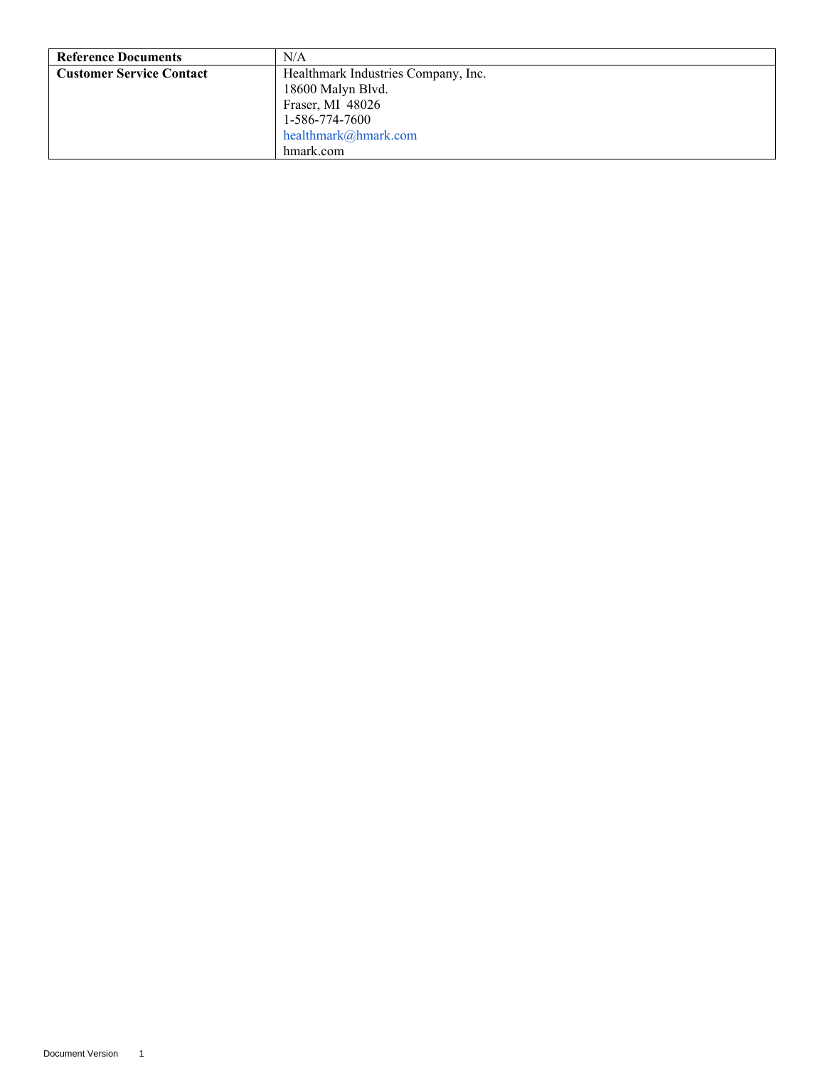| | |
|---|---|
| **Reference Documents** | N/A |
| **Customer Service Contact** | Healthmark Industries Company, Inc.<br>18600 Malyn Blvd.<br>Fraser, MI  48026<br>1-586-774-7600<br>healthmark@hmark.com<br>hmark.com |

Document Version 1